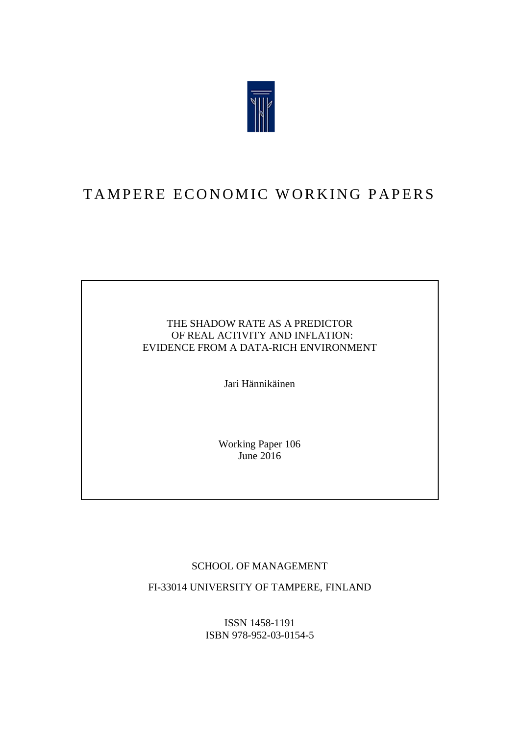# TAMPERE ECONOMIC WORKING PAPERS

THE SHADOW RATE AS A PREDICTOR
OF REAL ACTIVITY AND INFLATION:
EVIDENCE FROM A DATA-RICH ENVIRONMENT

Jari Hännikäinen

Working Paper 106
June 2016

SCHOOL OF MANAGEMENT

FI-33014 UNIVERSITY OF TAMPERE, FINLAND

ISSN 1458-1191
ISBN 978-952-03-0154-5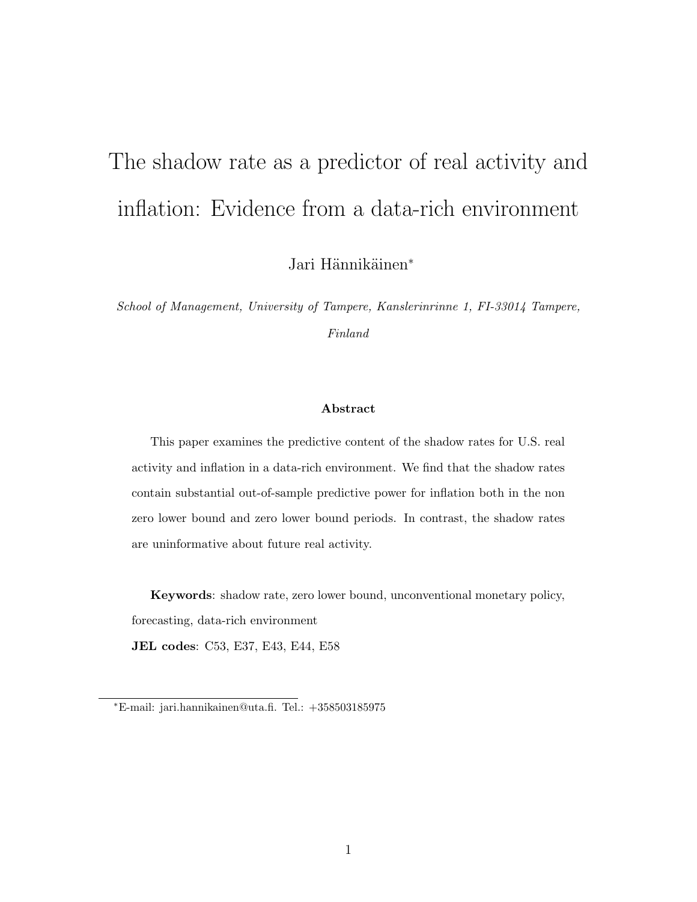# The shadow rate as a predictor of real activity and inflation: Evidence from a data-rich environment

Jari Hännikäinen*

*School of Management, University of Tampere, Kanslerinrinne 1, FI-33014 Tampere, Finland*

**Abstract**

This paper examines the predictive content of the shadow rates for U.S. real activity and inflation in a data-rich environment. We find that the shadow rates contain substantial out-of-sample predictive power for inflation both in the non zero lower bound and zero lower bound periods. In contrast, the shadow rates are uninformative about future real activity.

**Keywords**: shadow rate, zero lower bound, unconventional monetary policy, forecasting, data-rich environment

**JEL codes**: C53, E37, E43, E44, E58

*E-mail: jari.hannikainen@uta.fi. Tel.: +358503185975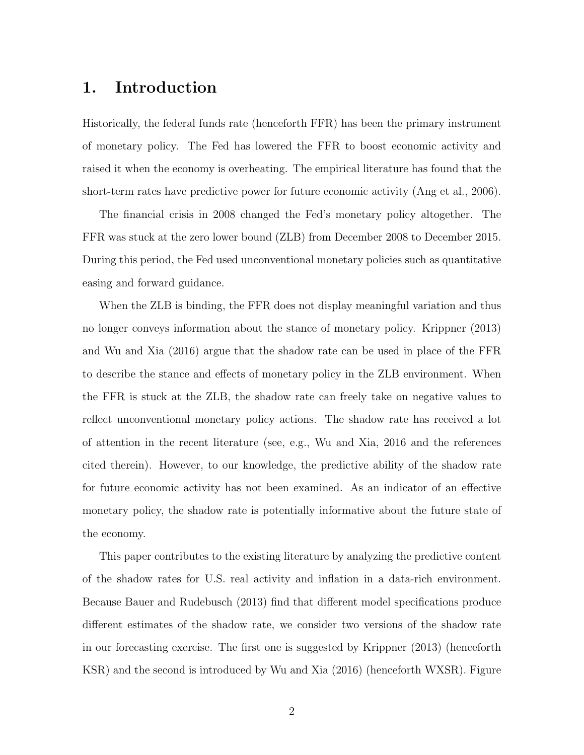# 1. Introduction

Historically, the federal funds rate (henceforth FFR) has been the primary instrument of monetary policy. The Fed has lowered the FFR to boost economic activity and raised it when the economy is overheating. The empirical literature has found that the short-term rates have predictive power for future economic activity (Ang et al., 2006).

The financial crisis in 2008 changed the Fed's monetary policy altogether. The FFR was stuck at the zero lower bound (ZLB) from December 2008 to December 2015. During this period, the Fed used unconventional monetary policies such as quantitative easing and forward guidance.

When the ZLB is binding, the FFR does not display meaningful variation and thus no longer conveys information about the stance of monetary policy. Krippner (2013) and Wu and Xia (2016) argue that the shadow rate can be used in place of the FFR to describe the stance and effects of monetary policy in the ZLB environment. When the FFR is stuck at the ZLB, the shadow rate can freely take on negative values to reflect unconventional monetary policy actions. The shadow rate has received a lot of attention in the recent literature (see, e.g., Wu and Xia, 2016 and the references cited therein). However, to our knowledge, the predictive ability of the shadow rate for future economic activity has not been examined. As an indicator of an effective monetary policy, the shadow rate is potentially informative about the future state of the economy.

This paper contributes to the existing literature by analyzing the predictive content of the shadow rates for U.S. real activity and inflation in a data-rich environment. Because Bauer and Rudebusch (2013) find that different model specifications produce different estimates of the shadow rate, we consider two versions of the shadow rate in our forecasting exercise. The first one is suggested by Krippner (2013) (henceforth KSR) and the second is introduced by Wu and Xia (2016) (henceforth WXSR). Figure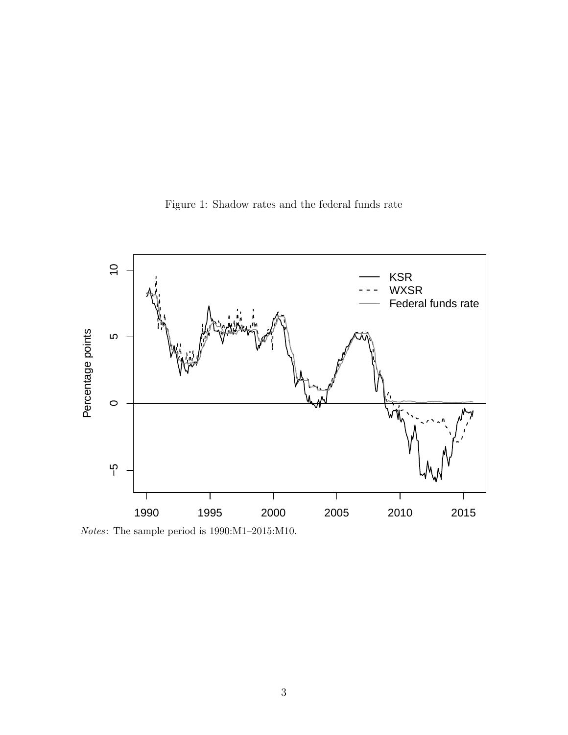Figure 1: Shadow rates and the federal funds rate

*Notes*: The sample period is 1990:M1–2015:M10.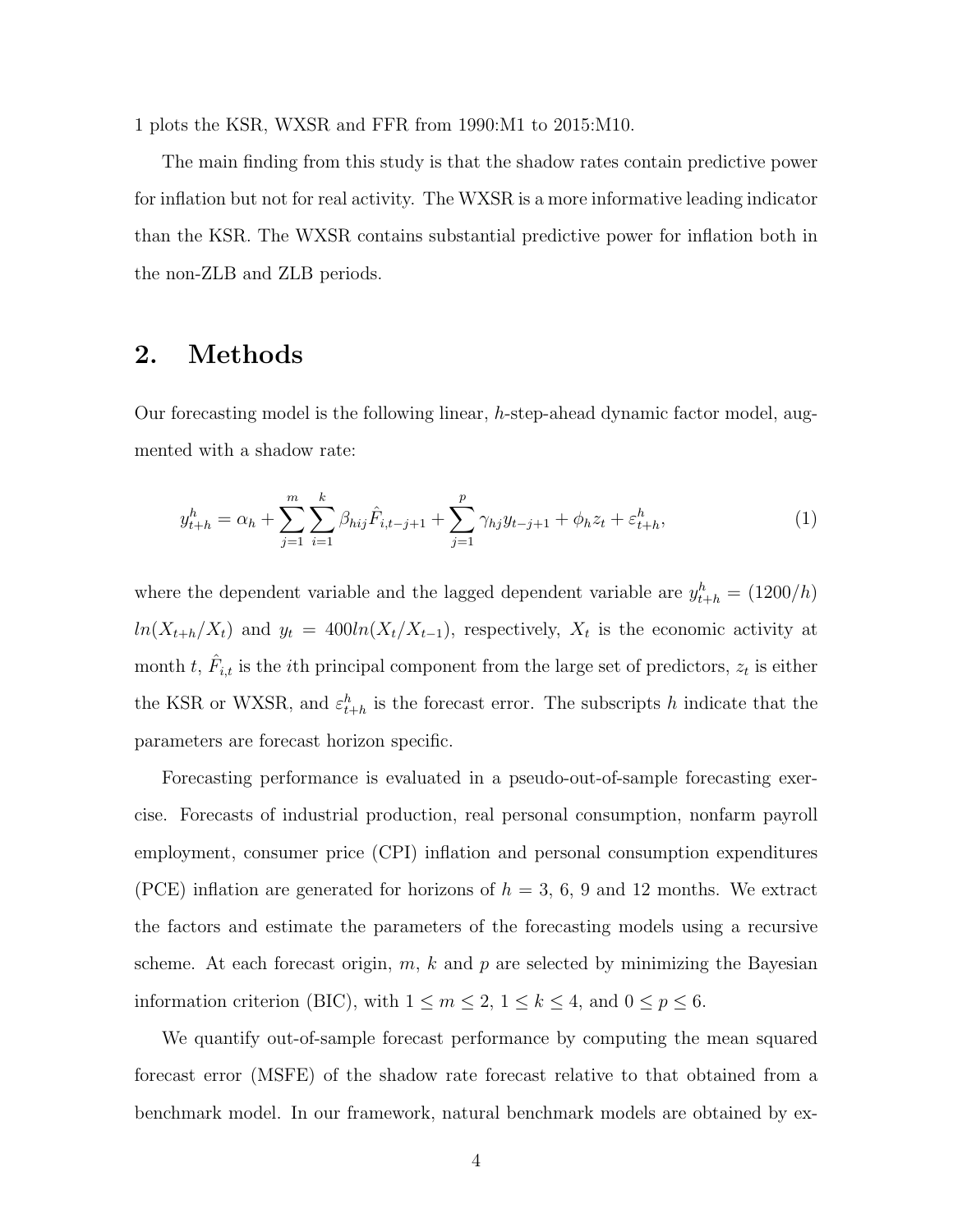1 plots the KSR, WXSR and FFR from 1990:M1 to 2015:M10.

The main finding from this study is that the shadow rates contain predictive power for inflation but not for real activity. The WXSR is a more informative leading indicator than the KSR. The WXSR contains substantial predictive power for inflation both in the non-ZLB and ZLB periods.

## 2. Methods

Our forecasting model is the following linear, $h$-step-ahead dynamic factor model, augmented with a shadow rate:

$$y_{t+h}^{h} = \alpha_h + \sum_{j=1}^{m}\sum_{i=1}^{k}\beta_{hij}\hat{F}_{i,t-j+1} + \sum_{j=1}^{p}\gamma_{hj}y_{t-j+1} + \phi_h z_t + \varepsilon_{t+h}^{h}, \tag{1}$$

where the dependent variable and the lagged dependent variable are $y_{t+h}^{h} = (1200/h)$ $ln(X_{t+h}/X_t)$ and $y_t = 400ln(X_t/X_{t-1})$, respectively, $X_t$ is the economic activity at month $t$, $\hat{F}_{i,t}$ is the $i$th principal component from the large set of predictors, $z_t$ is either the KSR or WXSR, and $\varepsilon_{t+h}^{h}$ is the forecast error. The subscripts $h$ indicate that the parameters are forecast horizon specific.

Forecasting performance is evaluated in a pseudo-out-of-sample forecasting exercise. Forecasts of industrial production, real personal consumption, nonfarm payroll employment, consumer price (CPI) inflation and personal consumption expenditures (PCE) inflation are generated for horizons of $h$ = 3, 6, 9 and 12 months. We extract the factors and estimate the parameters of the forecasting models using a recursive scheme. At each forecast origin, $m$, $k$ and $p$ are selected by minimizing the Bayesian information criterion (BIC), with $1 \leq m \leq 2$, $1 \leq k \leq 4$, and $0 \leq p \leq 6$.

We quantify out-of-sample forecast performance by computing the mean squared forecast error (MSFE) of the shadow rate forecast relative to that obtained from a benchmark model. In our framework, natural benchmark models are obtained by ex-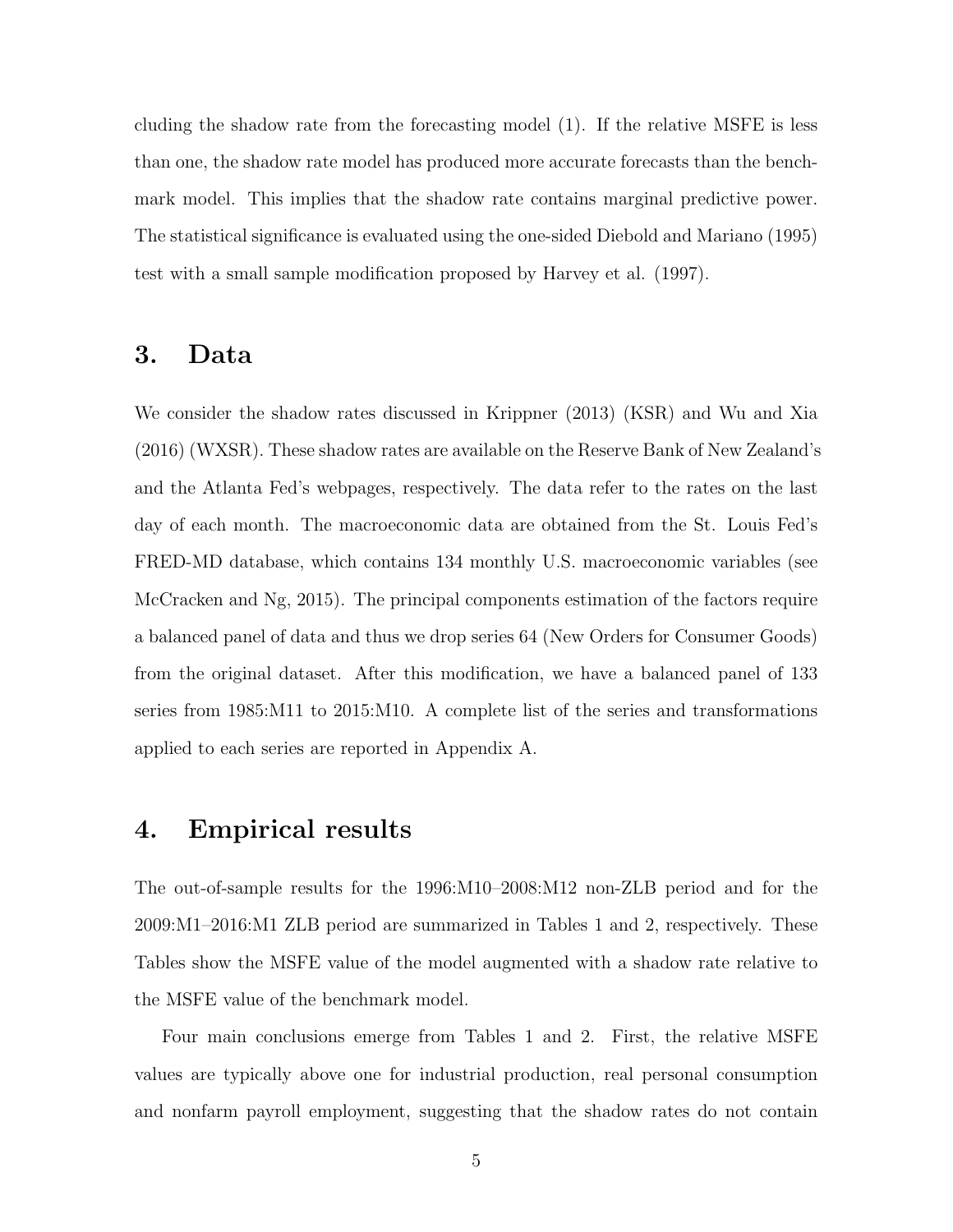cluding the shadow rate from the forecasting model (1). If the relative MSFE is less than one, the shadow rate model has produced more accurate forecasts than the benchmark model. This implies that the shadow rate contains marginal predictive power. The statistical significance is evaluated using the one-sided Diebold and Mariano (1995) test with a small sample modification proposed by Harvey et al. (1997).

## 3. Data

We consider the shadow rates discussed in Krippner (2013) (KSR) and Wu and Xia (2016) (WXSR). These shadow rates are available on the Reserve Bank of New Zealand's and the Atlanta Fed's webpages, respectively. The data refer to the rates on the last day of each month. The macroeconomic data are obtained from the St. Louis Fed's FRED-MD database, which contains 134 monthly U.S. macroeconomic variables (see McCracken and Ng, 2015). The principal components estimation of the factors require a balanced panel of data and thus we drop series 64 (New Orders for Consumer Goods) from the original dataset. After this modification, we have a balanced panel of 133 series from 1985:M11 to 2015:M10. A complete list of the series and transformations applied to each series are reported in Appendix A.

## 4. Empirical results

The out-of-sample results for the 1996:M10–2008:M12 non-ZLB period and for the 2009:M1–2016:M1 ZLB period are summarized in Tables 1 and 2, respectively. These Tables show the MSFE value of the model augmented with a shadow rate relative to the MSFE value of the benchmark model.

Four main conclusions emerge from Tables 1 and 2. First, the relative MSFE values are typically above one for industrial production, real personal consumption and nonfarm payroll employment, suggesting that the shadow rates do not contain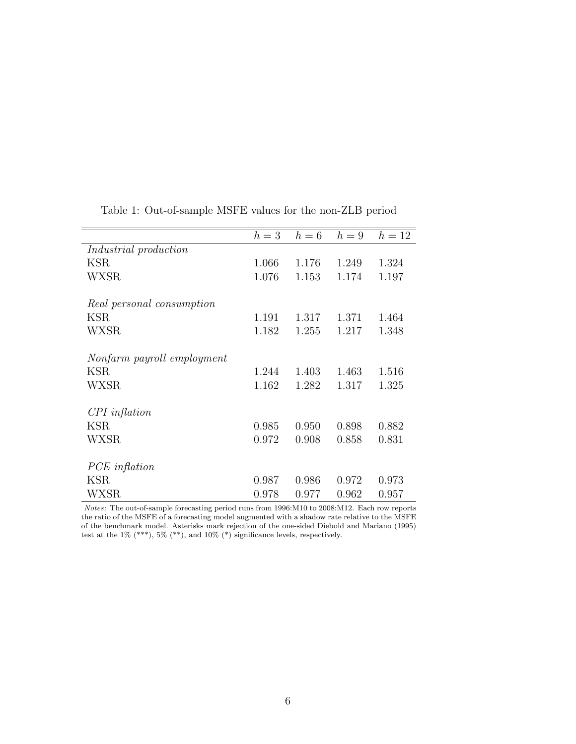Table 1: Out-of-sample MSFE values for the non-ZLB period

| | $h = 3$ | $h = 6$ | $h = 9$ | $h = 12$ |
|---|---|---|---|---|
| *Industrial production* | | | | |
| KSR | 1.066 | 1.176 | 1.249 | 1.324 |
| WXSR | 1.076 | 1.153 | 1.174 | 1.197 |
| *Real personal consumption* | | | | |
| KSR | 1.191 | 1.317 | 1.371 | 1.464 |
| WXSR | 1.182 | 1.255 | 1.217 | 1.348 |
| *Nonfarm payroll employment* | | | | |
| KSR | 1.244 | 1.403 | 1.463 | 1.516 |
| WXSR | 1.162 | 1.282 | 1.317 | 1.325 |
| *CPI inflation* | | | | |
| KSR | 0.985 | 0.950 | 0.898 | 0.882 |
| WXSR | 0.972 | 0.908 | 0.858 | 0.831 |
| *PCE inflation* | | | | |
| KSR | 0.987 | 0.986 | 0.972 | 0.973 |
| WXSR | 0.978 | 0.977 | 0.962 | 0.957 |

*Notes*: The out-of-sample forecasting period runs from 1996:M10 to 2008:M12. Each row reports the ratio of the MSFE of a forecasting model augmented with a shadow rate relative to the MSFE of the benchmark model. Asterisks mark rejection of the one-sided Diebold and Mariano (1995) test at the 1% (***), 5% (**), and 10% (*) significance levels, respectively.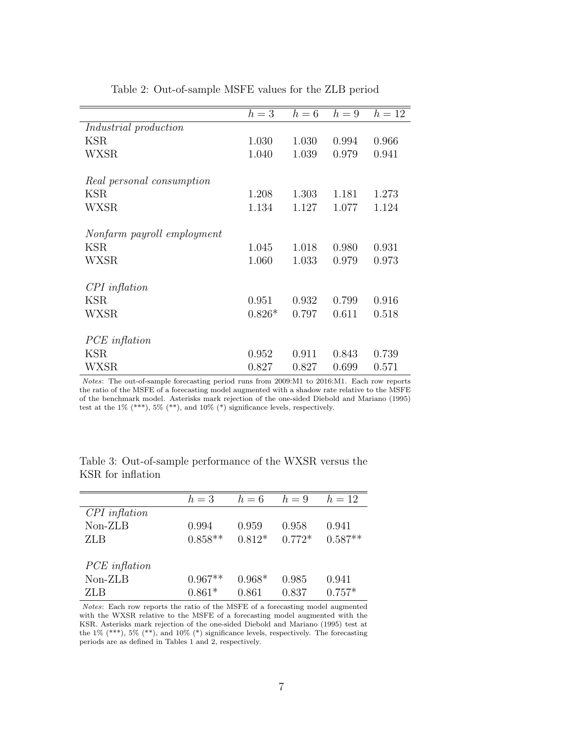Table 2: Out-of-sample MSFE values for the ZLB period

| | $h=3$ | $h=6$ | $h=9$ | $h=12$ |
|---|---|---|---|---|
| *Industrial production* | | | | |
| KSR | 1.030 | 1.030 | 0.994 | 0.966 |
| WXSR | 1.040 | 1.039 | 0.979 | 0.941 |
| *Real personal consumption* | | | | |
| KSR | 1.208 | 1.303 | 1.181 | 1.273 |
| WXSR | 1.134 | 1.127 | 1.077 | 1.124 |
| *Nonfarm payroll employment* | | | | |
| KSR | 1.045 | 1.018 | 0.980 | 0.931 |
| WXSR | 1.060 | 1.033 | 0.979 | 0.973 |
| *CPI inflation* | | | | |
| KSR | 0.951 | 0.932 | 0.799 | 0.916 |
| WXSR | 0.826* | 0.797 | 0.611 | 0.518 |
| *PCE inflation* | | | | |
| KSR | 0.952 | 0.911 | 0.843 | 0.739 |
| WXSR | 0.827 | 0.827 | 0.699 | 0.571 |

*Notes*: The out-of-sample forecasting period runs from 2009:M1 to 2016:M1. Each row reports the ratio of the MSFE of a forecasting model augmented with a shadow rate relative to the MSFE of the benchmark model. Asterisks mark rejection of the one-sided Diebold and Mariano (1995) test at the 1% (***), 5% (**), and 10% (*) significance levels, respectively.

Table 3: Out-of-sample performance of the WXSR versus the KSR for inflation

| | $h=3$ | $h=6$ | $h=9$ | $h=12$ |
|---|---|---|---|---|
| *CPI inflation* | | | | |
| Non-ZLB | 0.994 | 0.959 | 0.958 | 0.941 |
| ZLB | 0.858** | 0.812* | 0.772* | 0.587** |
| *PCE inflation* | | | | |
| Non-ZLB | 0.967** | 0.968* | 0.985 | 0.941 |
| ZLB | 0.861* | 0.861 | 0.837 | 0.757* |

*Notes*: Each row reports the ratio of the MSFE of a forecasting model augmented with the WXSR relative to the MSFE of a forecasting model augmented with the KSR. Asterisks mark rejection of the one-sided Diebold and Mariano (1995) test at the 1% (***), 5% (**), and 10% (*) significance levels, respectively. The forecasting periods are as defined in Tables 1 and 2, respectively.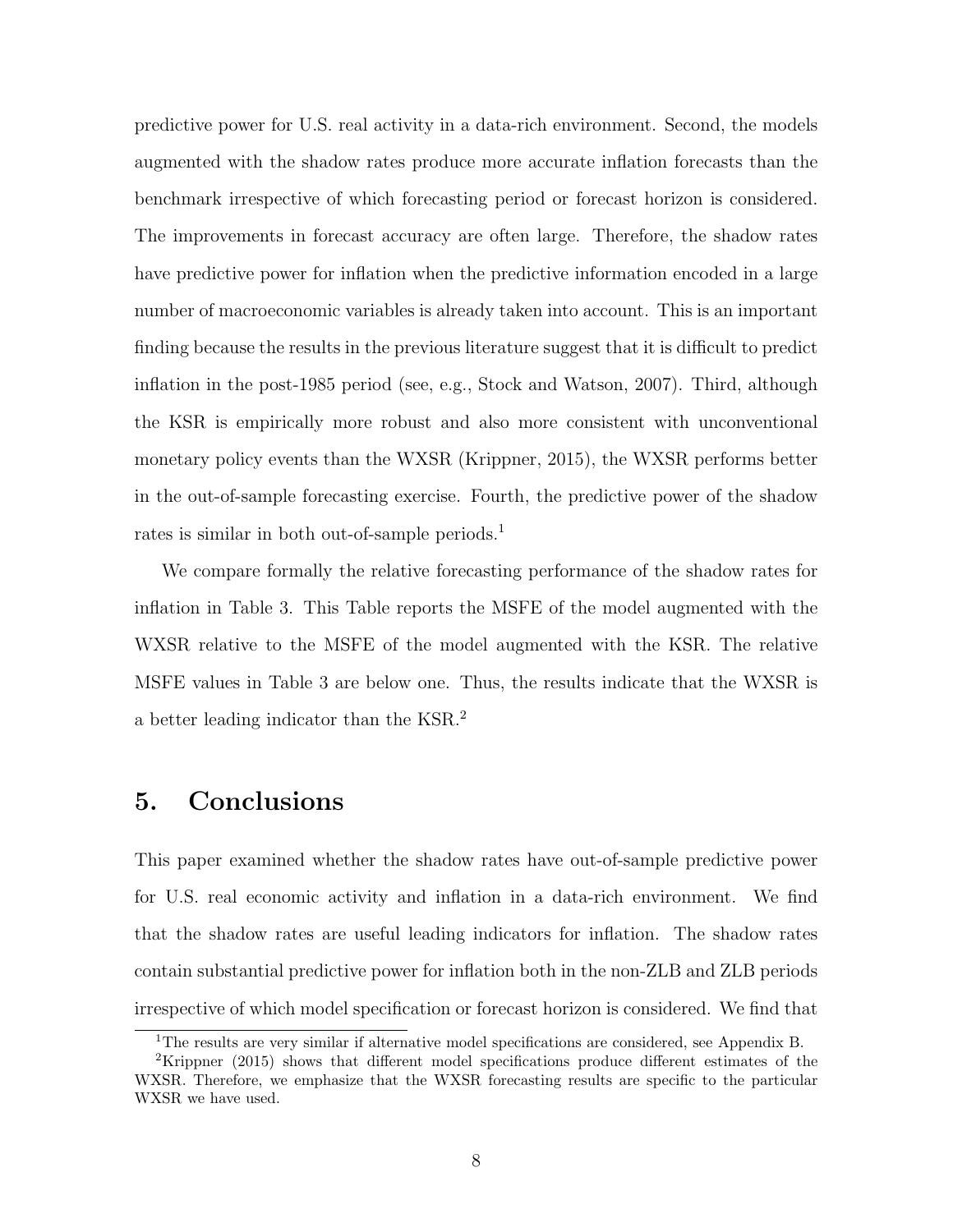predictive power for U.S. real activity in a data-rich environment. Second, the models augmented with the shadow rates produce more accurate inflation forecasts than the benchmark irrespective of which forecasting period or forecast horizon is considered. The improvements in forecast accuracy are often large. Therefore, the shadow rates have predictive power for inflation when the predictive information encoded in a large number of macroeconomic variables is already taken into account. This is an important finding because the results in the previous literature suggest that it is difficult to predict inflation in the post-1985 period (see, e.g., Stock and Watson, 2007). Third, although the KSR is empirically more robust and also more consistent with unconventional monetary policy events than the WXSR (Krippner, 2015), the WXSR performs better in the out-of-sample forecasting exercise. Fourth, the predictive power of the shadow rates is similar in both out-of-sample periods.[1]

We compare formally the relative forecasting performance of the shadow rates for inflation in Table 3. This Table reports the MSFE of the model augmented with the WXSR relative to the MSFE of the model augmented with the KSR. The relative MSFE values in Table 3 are below one. Thus, the results indicate that the WXSR is a better leading indicator than the KSR.[2]

# 5. Conclusions

This paper examined whether the shadow rates have out-of-sample predictive power for U.S. real economic activity and inflation in a data-rich environment. We find that the shadow rates are useful leading indicators for inflation. The shadow rates contain substantial predictive power for inflation both in the non-ZLB and ZLB periods irrespective of which model specification or forecast horizon is considered. We find that

[1] The results are very similar if alternative model specifications are considered, see Appendix B.

[2] Krippner (2015) shows that different model specifications produce different estimates of the WXSR. Therefore, we emphasize that the WXSR forecasting results are specific to the particular WXSR we have used.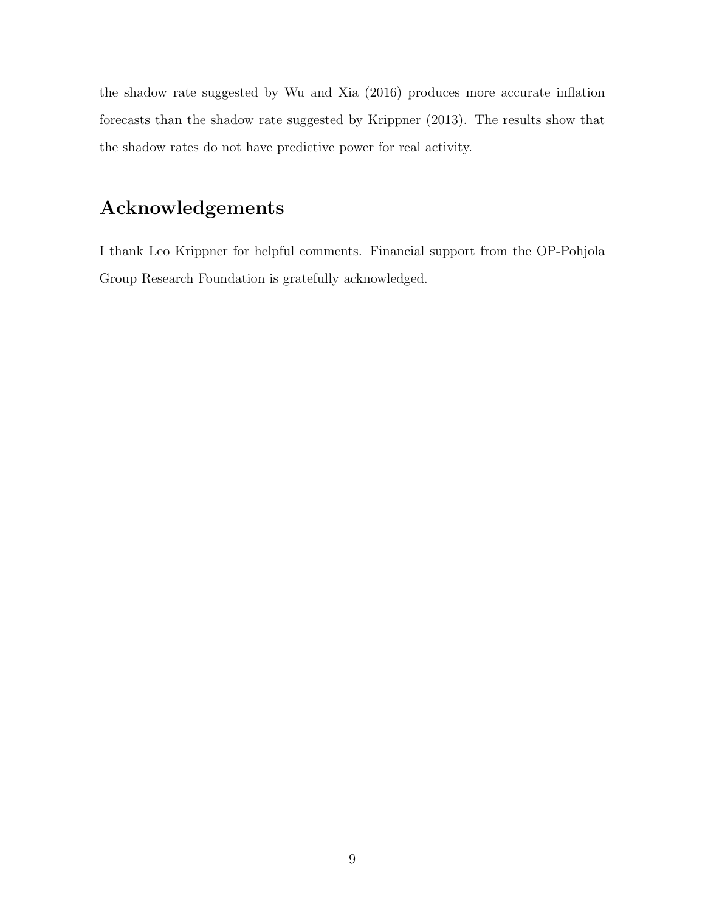the shadow rate suggested by Wu and Xia (2016) produces more accurate inflation forecasts than the shadow rate suggested by Krippner (2013). The results show that the shadow rates do not have predictive power for real activity.

## Acknowledgements

I thank Leo Krippner for helpful comments. Financial support from the OP-Pohjola Group Research Foundation is gratefully acknowledged.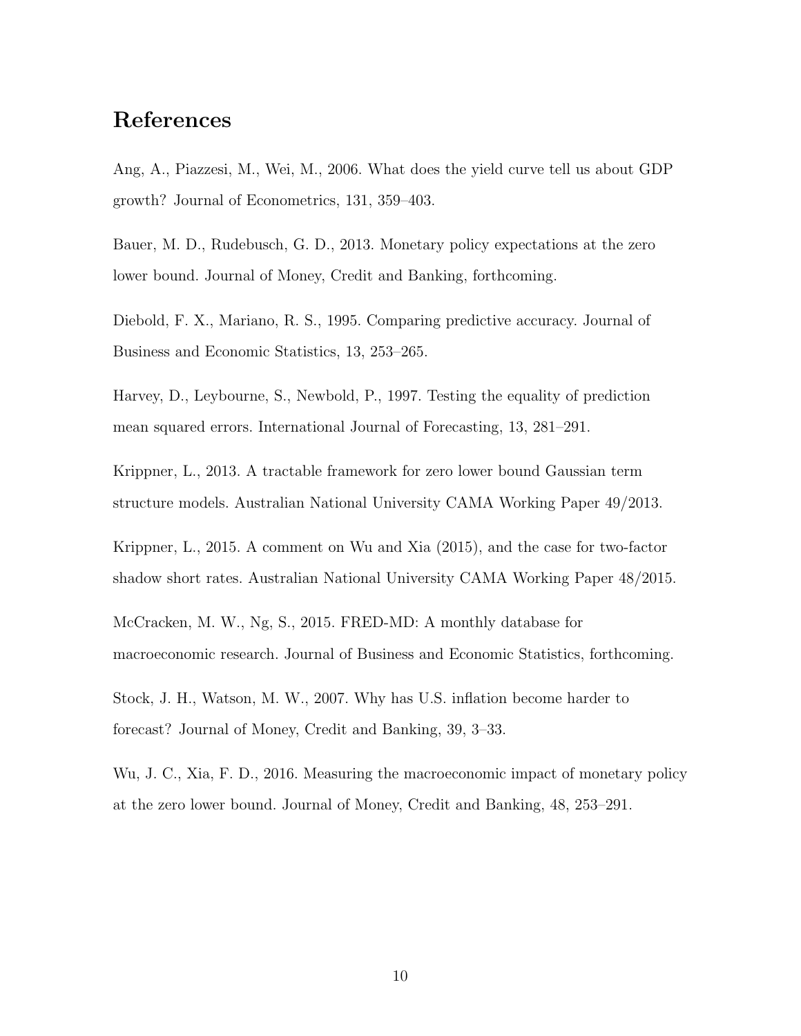# References

Ang, A., Piazzesi, M., Wei, M., 2006. What does the yield curve tell us about GDP growth? Journal of Econometrics, 131, 359–403.

Bauer, M. D., Rudebusch, G. D., 2013. Monetary policy expectations at the zero lower bound. Journal of Money, Credit and Banking, forthcoming.

Diebold, F. X., Mariano, R. S., 1995. Comparing predictive accuracy. Journal of Business and Economic Statistics, 13, 253–265.

Harvey, D., Leybourne, S., Newbold, P., 1997. Testing the equality of prediction mean squared errors. International Journal of Forecasting, 13, 281–291.

Krippner, L., 2013. A tractable framework for zero lower bound Gaussian term structure models. Australian National University CAMA Working Paper 49/2013.

Krippner, L., 2015. A comment on Wu and Xia (2015), and the case for two-factor shadow short rates. Australian National University CAMA Working Paper 48/2015.

McCracken, M. W., Ng, S., 2015. FRED-MD: A monthly database for macroeconomic research. Journal of Business and Economic Statistics, forthcoming.

Stock, J. H., Watson, M. W., 2007. Why has U.S. inflation become harder to forecast? Journal of Money, Credit and Banking, 39, 3–33.

Wu, J. C., Xia, F. D., 2016. Measuring the macroeconomic impact of monetary policy at the zero lower bound. Journal of Money, Credit and Banking, 48, 253–291.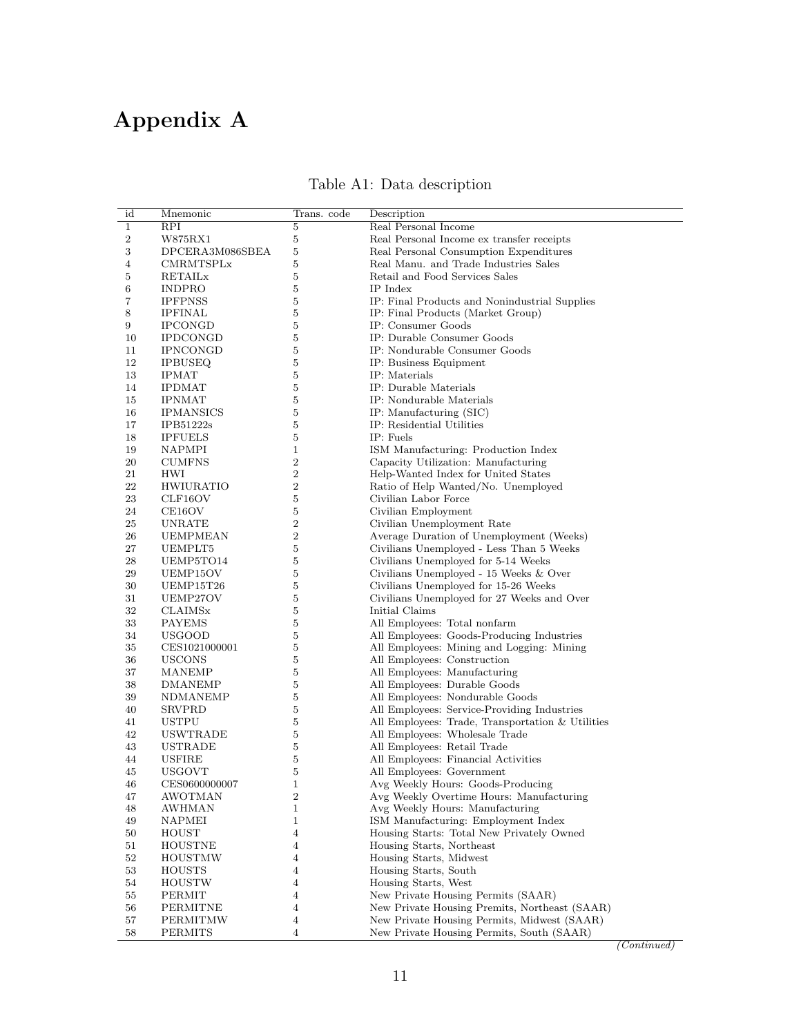# Appendix A

Table A1: Data description

| id | Mnemonic | Trans. code | Description |
|---|---|---|---|
| 1 | RPI | 5 | Real Personal Income |
| 2 | W875RX1 | 5 | Real Personal Income ex transfer receipts |
| 3 | DPCERA3M086SBEA | 5 | Real Personal Consumption Expenditures |
| 4 | CMRMTSPLx | 5 | Real Manu. and Trade Industries Sales |
| 5 | RETAILx | 5 | Retail and Food Services Sales |
| 6 | INDPRO | 5 | IP Index |
| 7 | IPFPNSS | 5 | IP: Final Products and Nonindustrial Supplies |
| 8 | IPFINAL | 5 | IP: Final Products (Market Group) |
| 9 | IPCONGD | 5 | IP: Consumer Goods |
| 10 | IPDCONGD | 5 | IP: Durable Consumer Goods |
| 11 | IPNCONGD | 5 | IP: Nondurable Consumer Goods |
| 12 | IPBUSEQ | 5 | IP: Business Equipment |
| 13 | IPMAT | 5 | IP: Materials |
| 14 | IPDMAT | 5 | IP: Durable Materials |
| 15 | IPNMAT | 5 | IP: Nondurable Materials |
| 16 | IPMANSICS | 5 | IP: Manufacturing (SIC) |
| 17 | IPB51222s | 5 | IP: Residential Utilities |
| 18 | IPFUELS | 5 | IP: Fuels |
| 19 | NAPMPI | 1 | ISM Manufacturing: Production Index |
| 20 | CUMFNS | 2 | Capacity Utilization: Manufacturing |
| 21 | HWI | 2 | Help-Wanted Index for United States |
| 22 | HWIURATIO | 2 | Ratio of Help Wanted/No. Unemployed |
| 23 | CLF16OV | 5 | Civilian Labor Force |
| 24 | CE16OV | 5 | Civilian Employment |
| 25 | UNRATE | 2 | Civilian Unemployment Rate |
| 26 | UEMPMEAN | 2 | Average Duration of Unemployment (Weeks) |
| 27 | UEMPLT5 | 5 | Civilians Unemployed - Less Than 5 Weeks |
| 28 | UEMP5TO14 | 5 | Civilians Unemployed for 5-14 Weeks |
| 29 | UEMP15OV | 5 | Civilians Unemployed - 15 Weeks & Over |
| 30 | UEMP15T26 | 5 | Civilians Unemployed for 15-26 Weeks |
| 31 | UEMP27OV | 5 | Civilians Unemployed for 27 Weeks and Over |
| 32 | CLAIMSx | 5 | Initial Claims |
| 33 | PAYEMS | 5 | All Employees: Total nonfarm |
| 34 | USGOOD | 5 | All Employees: Goods-Producing Industries |
| 35 | CES1021000001 | 5 | All Employees: Mining and Logging: Mining |
| 36 | USCONS | 5 | All Employees: Construction |
| 37 | MANEMP | 5 | All Employees: Manufacturing |
| 38 | DMANEMP | 5 | All Employees: Durable Goods |
| 39 | NDMANEMP | 5 | All Employees: Nondurable Goods |
| 40 | SRVPRD | 5 | All Employees: Service-Providing Industries |
| 41 | USTPU | 5 | All Employees: Trade, Transportation & Utilities |
| 42 | USWTRADE | 5 | All Employees: Wholesale Trade |
| 43 | USTRADE | 5 | All Employees: Retail Trade |
| 44 | USFIRE | 5 | All Employees: Financial Activities |
| 45 | USGOVT | 5 | All Employees: Government |
| 46 | CES0600000007 | 1 | Avg Weekly Hours: Goods-Producing |
| 47 | AWOTMAN | 2 | Avg Weekly Overtime Hours: Manufacturing |
| 48 | AWHMAN | 1 | Avg Weekly Hours: Manufacturing |
| 49 | NAPMEI | 1 | ISM Manufacturing: Employment Index |
| 50 | HOUST | 4 | Housing Starts: Total New Privately Owned |
| 51 | HOUSTNE | 4 | Housing Starts, Northeast |
| 52 | HOUSTMW | 4 | Housing Starts, Midwest |
| 53 | HOUSTS | 4 | Housing Starts, South |
| 54 | HOUSTW | 4 | Housing Starts, West |
| 55 | PERMIT | 4 | New Private Housing Permits (SAAR) |
| 56 | PERMITNE | 4 | New Private Housing Premits, Northeast (SAAR) |
| 57 | PERMITMW | 4 | New Private Housing Permits, Midwest (SAAR) |
| 58 | PERMITS | 4 | New Private Housing Permits, South (SAAR) |

*(Continued)*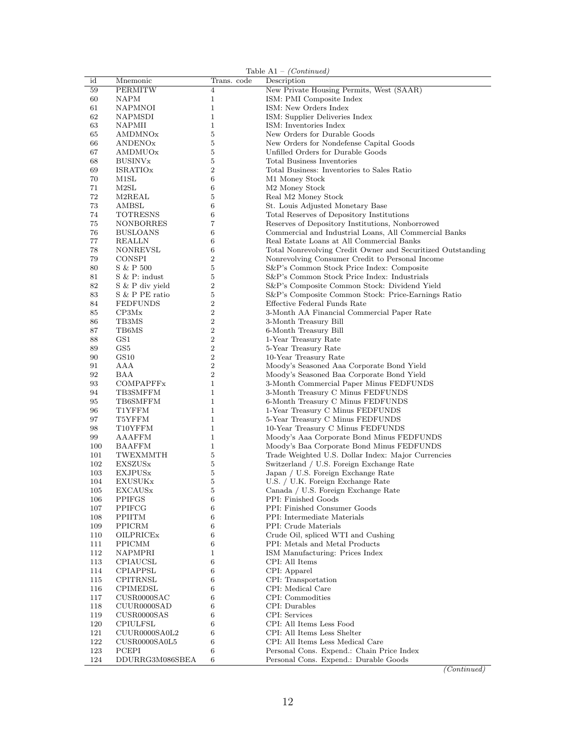Table A1 – *(Continued)*

| id | Mnemonic | Trans. code | Description |
|---|---|---|---|
| 59 | PERMITW | 4 | New Private Housing Permits, West (SAAR) |
| 60 | NAPM | 1 | ISM: PMI Composite Index |
| 61 | NAPMNOI | 1 | ISM: New Orders Index |
| 62 | NAPMSDI | 1 | ISM: Supplier Deliveries Index |
| 63 | NAPMII | 1 | ISM: Inventories Index |
| 65 | AMDMNOx | 5 | New Orders for Durable Goods |
| 66 | ANDENOx | 5 | New Orders for Nondefense Capital Goods |
| 67 | AMDMUOx | 5 | Unfilled Orders for Durable Goods |
| 68 | BUSINVx | 5 | Total Business Inventories |
| 69 | ISRATIOx | 2 | Total Business: Inventories to Sales Ratio |
| 70 | M1SL | 6 | M1 Money Stock |
| 71 | M2SL | 6 | M2 Money Stock |
| 72 | M2REAL | 5 | Real M2 Money Stock |
| 73 | AMBSL | 6 | St. Louis Adjusted Monetary Base |
| 74 | TOTRESNS | 6 | Total Reserves of Depository Institutions |
| 75 | NONBORRES | 7 | Reserves of Depository Institutions, Nonborrowed |
| 76 | BUSLOANS | 6 | Commercial and Industrial Loans, All Commercial Banks |
| 77 | REALLN | 6 | Real Estate Loans at All Commercial Banks |
| 78 | NONREVSL | 6 | Total Nonrevolving Credit Owner and Securitized Outstanding |
| 79 | CONSPI | 2 | Nonrevolving Consumer Credit to Personal Income |
| 80 | S & P 500 | 5 | S&P's Common Stock Price Index: Composite |
| 81 | S & P: indust | 5 | S&P's Common Stock Price Index: Industrials |
| 82 | S & P div yield | 2 | S&P's Composite Common Stock: Dividend Yield |
| 83 | S & P PE ratio | 5 | S&P's Composite Common Stock: Price-Earnings Ratio |
| 84 | FEDFUNDS | 2 | Effective Federal Funds Rate |
| 85 | CP3Mx | 2 | 3-Month AA Financial Commercial Paper Rate |
| 86 | TB3MS | 2 | 3-Month Treasury Bill |
| 87 | TB6MS | 2 | 6-Month Treasury Bill |
| 88 | GS1 | 2 | 1-Year Treasury Rate |
| 89 | GS5 | 2 | 5-Year Treasury Rate |
| 90 | GS10 | 2 | 10-Year Treasury Rate |
| 91 | AAA | 2 | Moody's Seasoned Aaa Corporate Bond Yield |
| 92 | BAA | 2 | Moody's Seasoned Baa Corporate Bond Yield |
| 93 | COMPAPFFx | 1 | 3-Month Commercial Paper Minus FEDFUNDS |
| 94 | TB3SMFFM | 1 | 3-Month Treasury C Minus FEDFUNDS |
| 95 | TB6SMFFM | 1 | 6-Month Treasury C Minus FEDFUNDS |
| 96 | T1YFFM | 1 | 1-Year Treasury C Minus FEDFUNDS |
| 97 | T5YFFM | 1 | 5-Year Treasury C Minus FEDFUNDS |
| 98 | T10YFFM | 1 | 10-Year Treasury C Minus FEDFUNDS |
| 99 | AAAFFM | 1 | Moody's Aaa Corporate Bond Minus FEDFUNDS |
| 100 | BAAFFM | 1 | Moody's Baa Corporate Bond Minus FEDFUNDS |
| 101 | TWEXMMTH | 5 | Trade Weighted U.S. Dollar Index: Major Currencies |
| 102 | EXSZUSx | 5 | Switzerland / U.S. Foreign Exchange Rate |
| 103 | EXJPUSx | 5 | Japan / U.S. Foreign Exchange Rate |
| 104 | EXUSUKx | 5 | U.S. / U.K. Foreign Exchange Rate |
| 105 | EXCAUSx | 5 | Canada / U.S. Foreign Exchange Rate |
| 106 | PPIFGS | 6 | PPI: Finished Goods |
| 107 | PPIFCG | 6 | PPI: Finished Consumer Goods |
| 108 | PPIITM | 6 | PPI: Intermediate Materials |
| 109 | PPICRM | 6 | PPI: Crude Materials |
| 110 | OILPRICEx | 6 | Crude Oil, spliced WTI and Cushing |
| 111 | PPICMM | 6 | PPI: Metals and Metal Products |
| 112 | NAPMPRI | 1 | ISM Manufacturing: Prices Index |
| 113 | CPIAUCSL | 6 | CPI: All Items |
| 114 | CPIAPPSL | 6 | CPI: Apparel |
| 115 | CPITRNSL | 6 | CPI: Transportation |
| 116 | CPIMEDSL | 6 | CPI: Medical Care |
| 117 | CUSR0000SAC | 6 | CPI: Commodities |
| 118 | CUUR0000SAD | 6 | CPI: Durables |
| 119 | CUSR0000SAS | 6 | CPI: Services |
| 120 | CPIULFSL | 6 | CPI: All Items Less Food |
| 121 | CUUR0000SA0L2 | 6 | CPI: All Items Less Shelter |
| 122 | CUSR0000SA0L5 | 6 | CPI: All Items Less Medical Care |
| 123 | PCEPI | 6 | Personal Cons. Expend.: Chain Price Index |
| 124 | DDURRG3M086SBEA | 6 | Personal Cons. Expend.: Durable Goods |

*(Continued)*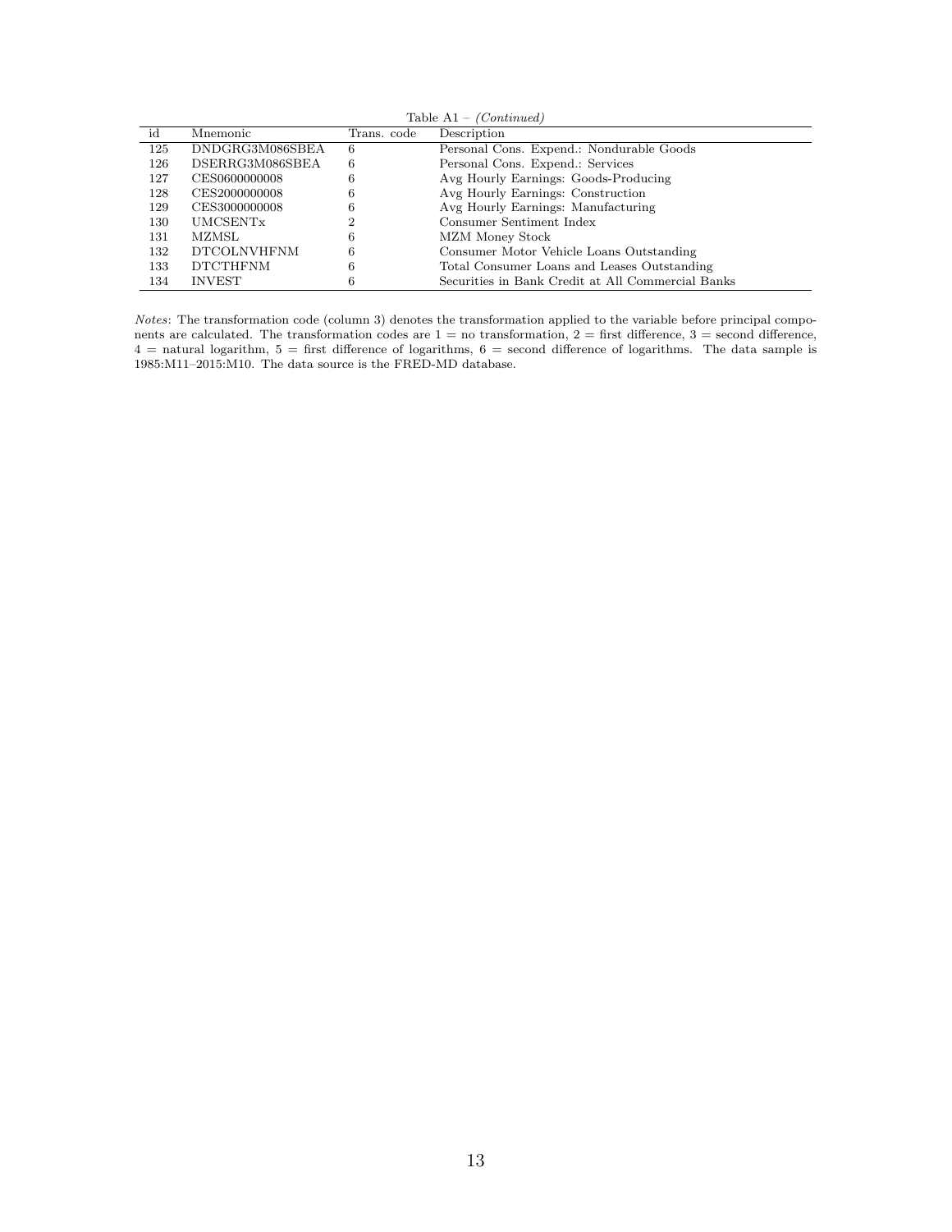Table A1 – *(Continued)*

| id | Mnemonic | Trans. code | Description |
|---|---|---|---|
| 125 | DNDGRG3M086SBEA | 6 | Personal Cons. Expend.: Nondurable Goods |
| 126 | DSERRG3M086SBEA | 6 | Personal Cons. Expend.: Services |
| 127 | CES0600000008 | 6 | Avg Hourly Earnings: Goods-Producing |
| 128 | CES2000000008 | 6 | Avg Hourly Earnings: Construction |
| 129 | CES3000000008 | 6 | Avg Hourly Earnings: Manufacturing |
| 130 | UMCSENTx | 2 | Consumer Sentiment Index |
| 131 | MZMSL | 6 | MZM Money Stock |
| 132 | DTCOLNVHFNM | 6 | Consumer Motor Vehicle Loans Outstanding |
| 133 | DTCTHFNM | 6 | Total Consumer Loans and Leases Outstanding |
| 134 | INVEST | 6 | Securities in Bank Credit at All Commercial Banks |

*Notes*: The transformation code (column 3) denotes the transformation applied to the variable before principal components are calculated. The transformation codes are 1 = no transformation, 2 = first difference, 3 = second difference, 4 = natural logarithm, 5 = first difference of logarithms, 6 = second difference of logarithms. The data sample is 1985:M11–2015:M10. The data source is the FRED-MD database.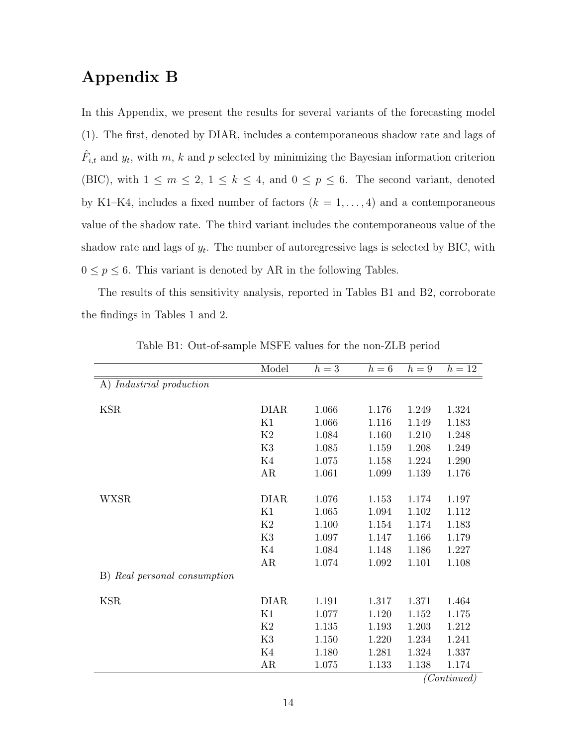# Appendix B

In this Appendix, we present the results for several variants of the forecasting model (1). The first, denoted by DIAR, includes a contemporaneous shadow rate and lags of $\hat{F}_{i,t}$ and $y_t$, with $m$, $k$ and $p$ selected by minimizing the Bayesian information criterion (BIC), with $1 \leq m \leq 2$, $1 \leq k \leq 4$, and $0 \leq p \leq 6$. The second variant, denoted by K1–K4, includes a fixed number of factors ($k = 1, \ldots, 4$) and a contemporaneous value of the shadow rate. The third variant includes the contemporaneous value of the shadow rate and lags of $y_t$. The number of autoregressive lags is selected by BIC, with $0 \leq p \leq 6$. This variant is denoted by AR in the following Tables.

The results of this sensitivity analysis, reported in Tables B1 and B2, corroborate the findings in Tables 1 and 2.

Table B1: Out-of-sample MSFE values for the non-ZLB period

| | Model | $h = 3$ | $h = 6$ | $h = 9$ | $h = 12$ |
|---|---|---|---|---|---|
| A) *Industrial production* | | | | | |
| KSR | DIAR | 1.066 | 1.176 | 1.249 | 1.324 |
| | K1 | 1.066 | 1.116 | 1.149 | 1.183 |
| | K2 | 1.084 | 1.160 | 1.210 | 1.248 |
| | K3 | 1.085 | 1.159 | 1.208 | 1.249 |
| | K4 | 1.075 | 1.158 | 1.224 | 1.290 |
| | AR | 1.061 | 1.099 | 1.139 | 1.176 |
| WXSR | DIAR | 1.076 | 1.153 | 1.174 | 1.197 |
| | K1 | 1.065 | 1.094 | 1.102 | 1.112 |
| | K2 | 1.100 | 1.154 | 1.174 | 1.183 |
| | K3 | 1.097 | 1.147 | 1.166 | 1.179 |
| | K4 | 1.084 | 1.148 | 1.186 | 1.227 |
| | AR | 1.074 | 1.092 | 1.101 | 1.108 |
| B) *Real personal consumption* | | | | | |
| KSR | DIAR | 1.191 | 1.317 | 1.371 | 1.464 |
| | K1 | 1.077 | 1.120 | 1.152 | 1.175 |
| | K2 | 1.135 | 1.193 | 1.203 | 1.212 |
| | K3 | 1.150 | 1.220 | 1.234 | 1.241 |
| | K4 | 1.180 | 1.281 | 1.324 | 1.337 |
| | AR | 1.075 | 1.133 | 1.138 | 1.174 |

*(Continued)*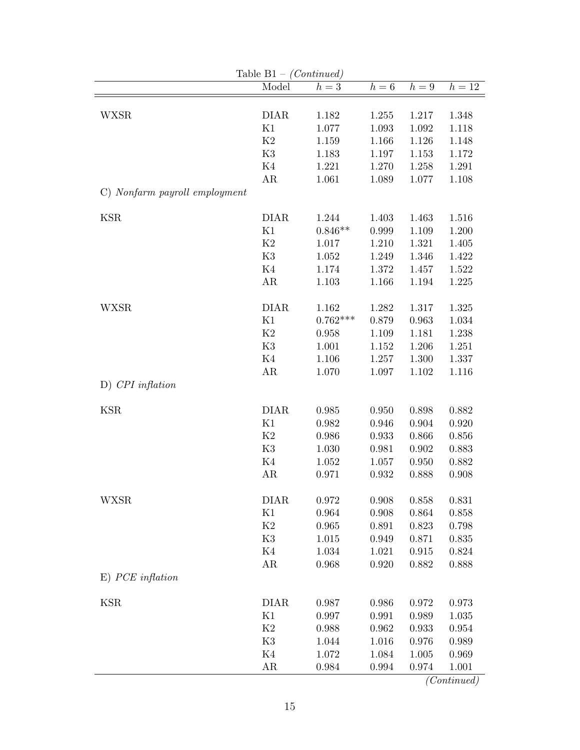Table B1 – *(Continued)*

| | Model | $h=3$ | $h=6$ | $h=9$ | $h=12$ |
|---|---|---|---|---|---|
| WXSR | DIAR | 1.182 | 1.255 | 1.217 | 1.348 |
| | K1 | 1.077 | 1.093 | 1.092 | 1.118 |
| | K2 | 1.159 | 1.166 | 1.126 | 1.148 |
| | K3 | 1.183 | 1.197 | 1.153 | 1.172 |
| | K4 | 1.221 | 1.270 | 1.258 | 1.291 |
| | AR | 1.061 | 1.089 | 1.077 | 1.108 |
| C) *Nonfarm payroll employment* | | | | | |
| KSR | DIAR | 1.244 | 1.403 | 1.463 | 1.516 |
| | K1 | 0.846** | 0.999 | 1.109 | 1.200 |
| | K2 | 1.017 | 1.210 | 1.321 | 1.405 |
| | K3 | 1.052 | 1.249 | 1.346 | 1.422 |
| | K4 | 1.174 | 1.372 | 1.457 | 1.522 |
| | AR | 1.103 | 1.166 | 1.194 | 1.225 |
| WXSR | DIAR | 1.162 | 1.282 | 1.317 | 1.325 |
| | K1 | 0.762*** | 0.879 | 0.963 | 1.034 |
| | K2 | 0.958 | 1.109 | 1.181 | 1.238 |
| | K3 | 1.001 | 1.152 | 1.206 | 1.251 |
| | K4 | 1.106 | 1.257 | 1.300 | 1.337 |
| | AR | 1.070 | 1.097 | 1.102 | 1.116 |
| D) *CPI inflation* | | | | | |
| KSR | DIAR | 0.985 | 0.950 | 0.898 | 0.882 |
| | K1 | 0.982 | 0.946 | 0.904 | 0.920 |
| | K2 | 0.986 | 0.933 | 0.866 | 0.856 |
| | K3 | 1.030 | 0.981 | 0.902 | 0.883 |
| | K4 | 1.052 | 1.057 | 0.950 | 0.882 |
| | AR | 0.971 | 0.932 | 0.888 | 0.908 |
| WXSR | DIAR | 0.972 | 0.908 | 0.858 | 0.831 |
| | K1 | 0.964 | 0.908 | 0.864 | 0.858 |
| | K2 | 0.965 | 0.891 | 0.823 | 0.798 |
| | K3 | 1.015 | 0.949 | 0.871 | 0.835 |
| | K4 | 1.034 | 1.021 | 0.915 | 0.824 |
| | AR | 0.968 | 0.920 | 0.882 | 0.888 |
| E) *PCE inflation* | | | | | |
| KSR | DIAR | 0.987 | 0.986 | 0.972 | 0.973 |
| | K1 | 0.997 | 0.991 | 0.989 | 1.035 |
| | K2 | 0.988 | 0.962 | 0.933 | 0.954 |
| | K3 | 1.044 | 1.016 | 0.976 | 0.989 |
| | K4 | 1.072 | 1.084 | 1.005 | 0.969 |
| | AR | 0.984 | 0.994 | 0.974 | 1.001 |

*(Continued)*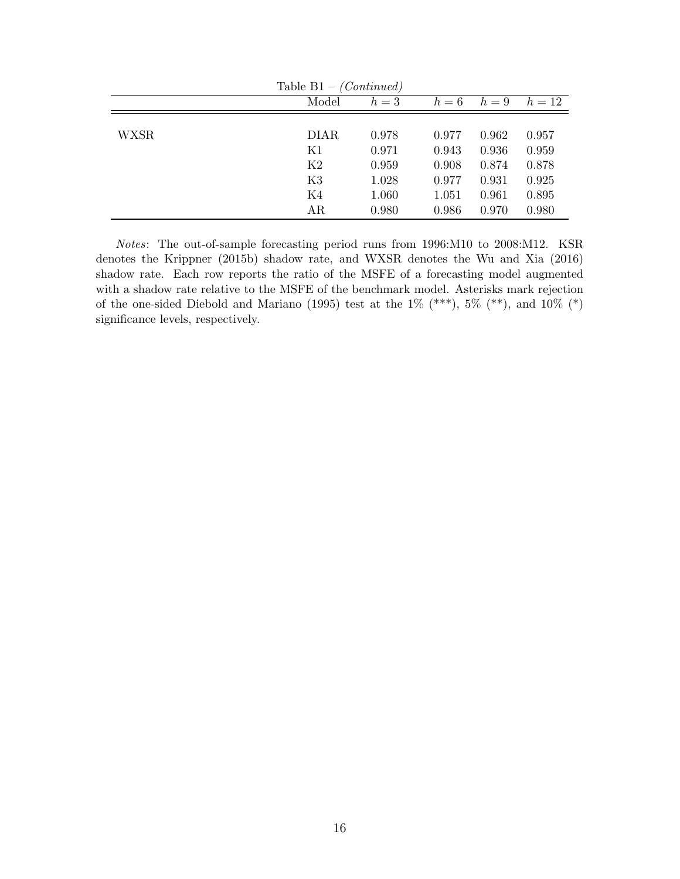Table B1 – *(Continued)*

| | Model | $h = 3$ | $h = 6$ | $h = 9$ | $h = 12$ |
|---|---|---|---|---|---|
| WXSR | DIAR | 0.978 | 0.977 | 0.962 | 0.957 |
| | K1 | 0.971 | 0.943 | 0.936 | 0.959 |
| | K2 | 0.959 | 0.908 | 0.874 | 0.878 |
| | K3 | 1.028 | 0.977 | 0.931 | 0.925 |
| | K4 | 1.060 | 1.051 | 0.961 | 0.895 |
| | AR | 0.980 | 0.986 | 0.970 | 0.980 |

*Notes*: The out-of-sample forecasting period runs from 1996:M10 to 2008:M12. KSR denotes the Krippner (2015b) shadow rate, and WXSR denotes the Wu and Xia (2016) shadow rate. Each row reports the ratio of the MSFE of a forecasting model augmented with a shadow rate relative to the MSFE of the benchmark model. Asterisks mark rejection of the one-sided Diebold and Mariano (1995) test at the 1% (***), 5% (**), and 10% (*) significance levels, respectively.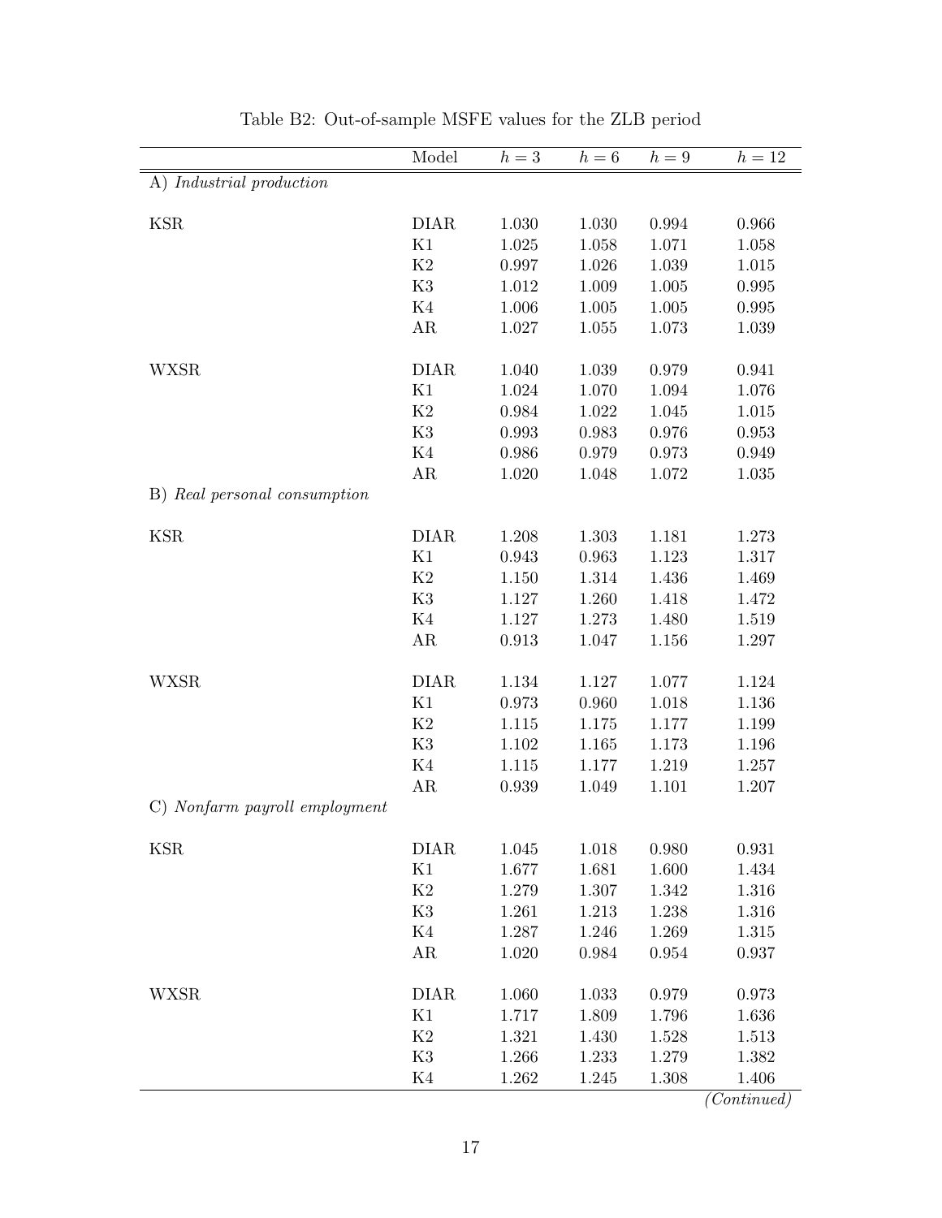Table B2: Out-of-sample MSFE values for the ZLB period

| | Model | $h = 3$ | $h = 6$ | $h = 9$ | $h = 12$ |
|---|---|---|---|---|---|
| A) *Industrial production* | | | | | |
| KSR | DIAR | 1.030 | 1.030 | 0.994 | 0.966 |
| | K1 | 1.025 | 1.058 | 1.071 | 1.058 |
| | K2 | 0.997 | 1.026 | 1.039 | 1.015 |
| | K3 | 1.012 | 1.009 | 1.005 | 0.995 |
| | K4 | 1.006 | 1.005 | 1.005 | 0.995 |
| | AR | 1.027 | 1.055 | 1.073 | 1.039 |
| WXSR | DIAR | 1.040 | 1.039 | 0.979 | 0.941 |
| | K1 | 1.024 | 1.070 | 1.094 | 1.076 |
| | K2 | 0.984 | 1.022 | 1.045 | 1.015 |
| | K3 | 0.993 | 0.983 | 0.976 | 0.953 |
| | K4 | 0.986 | 0.979 | 0.973 | 0.949 |
| | AR | 1.020 | 1.048 | 1.072 | 1.035 |
| B) *Real personal consumption* | | | | | |
| KSR | DIAR | 1.208 | 1.303 | 1.181 | 1.273 |
| | K1 | 0.943 | 0.963 | 1.123 | 1.317 |
| | K2 | 1.150 | 1.314 | 1.436 | 1.469 |
| | K3 | 1.127 | 1.260 | 1.418 | 1.472 |
| | K4 | 1.127 | 1.273 | 1.480 | 1.519 |
| | AR | 0.913 | 1.047 | 1.156 | 1.297 |
| WXSR | DIAR | 1.134 | 1.127 | 1.077 | 1.124 |
| | K1 | 0.973 | 0.960 | 1.018 | 1.136 |
| | K2 | 1.115 | 1.175 | 1.177 | 1.199 |
| | K3 | 1.102 | 1.165 | 1.173 | 1.196 |
| | K4 | 1.115 | 1.177 | 1.219 | 1.257 |
| | AR | 0.939 | 1.049 | 1.101 | 1.207 |
| C) *Nonfarm payroll employment* | | | | | |
| KSR | DIAR | 1.045 | 1.018 | 0.980 | 0.931 |
| | K1 | 1.677 | 1.681 | 1.600 | 1.434 |
| | K2 | 1.279 | 1.307 | 1.342 | 1.316 |
| | K3 | 1.261 | 1.213 | 1.238 | 1.316 |
| | K4 | 1.287 | 1.246 | 1.269 | 1.315 |
| | AR | 1.020 | 0.984 | 0.954 | 0.937 |
| WXSR | DIAR | 1.060 | 1.033 | 0.979 | 0.973 |
| | K1 | 1.717 | 1.809 | 1.796 | 1.636 |
| | K2 | 1.321 | 1.430 | 1.528 | 1.513 |
| | K3 | 1.266 | 1.233 | 1.279 | 1.382 |
| | K4 | 1.262 | 1.245 | 1.308 | 1.406 |

*(Continued)*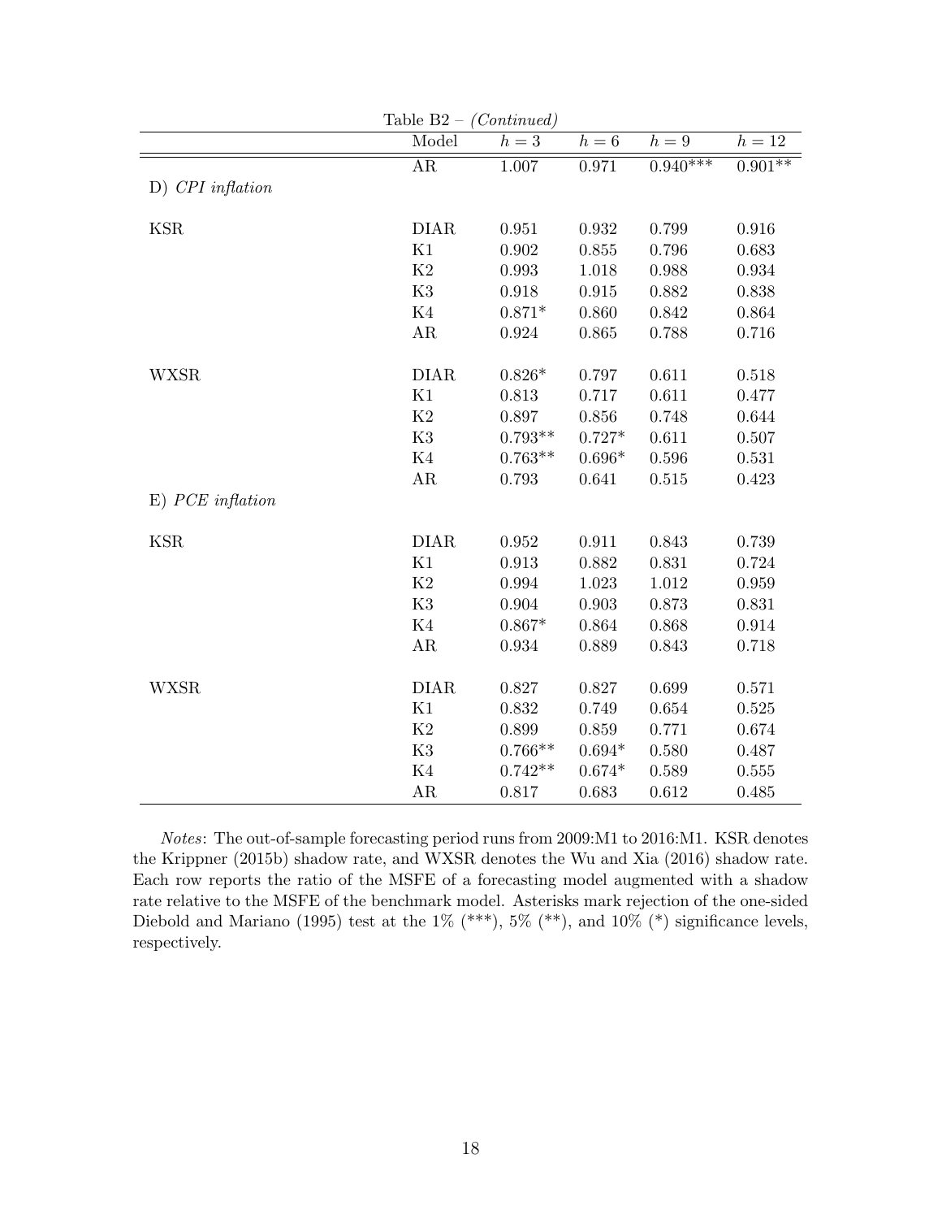Table B2 – *(Continued)*

| | Model | $h = 3$ | $h = 6$ | $h = 9$ | $h = 12$ |
|---|---|---|---|---|---|
| | AR | 1.007 | 0.971 | 0.940*** | 0.901** |
| D) *CPI inflation* | | | | | |
| KSR | DIAR | 0.951 | 0.932 | 0.799 | 0.916 |
| | K1 | 0.902 | 0.855 | 0.796 | 0.683 |
| | K2 | 0.993 | 1.018 | 0.988 | 0.934 |
| | K3 | 0.918 | 0.915 | 0.882 | 0.838 |
| | K4 | 0.871* | 0.860 | 0.842 | 0.864 |
| | AR | 0.924 | 0.865 | 0.788 | 0.716 |
| WXSR | DIAR | 0.826* | 0.797 | 0.611 | 0.518 |
| | K1 | 0.813 | 0.717 | 0.611 | 0.477 |
| | K2 | 0.897 | 0.856 | 0.748 | 0.644 |
| | K3 | 0.793** | 0.727* | 0.611 | 0.507 |
| | K4 | 0.763** | 0.696* | 0.596 | 0.531 |
| | AR | 0.793 | 0.641 | 0.515 | 0.423 |
| E) *PCE inflation* | | | | | |
| KSR | DIAR | 0.952 | 0.911 | 0.843 | 0.739 |
| | K1 | 0.913 | 0.882 | 0.831 | 0.724 |
| | K2 | 0.994 | 1.023 | 1.012 | 0.959 |
| | K3 | 0.904 | 0.903 | 0.873 | 0.831 |
| | K4 | 0.867* | 0.864 | 0.868 | 0.914 |
| | AR | 0.934 | 0.889 | 0.843 | 0.718 |
| WXSR | DIAR | 0.827 | 0.827 | 0.699 | 0.571 |
| | K1 | 0.832 | 0.749 | 0.654 | 0.525 |
| | K2 | 0.899 | 0.859 | 0.771 | 0.674 |
| | K3 | 0.766** | 0.694* | 0.580 | 0.487 |
| | K4 | 0.742** | 0.674* | 0.589 | 0.555 |
| | AR | 0.817 | 0.683 | 0.612 | 0.485 |

*Notes*: The out-of-sample forecasting period runs from 2009:M1 to 2016:M1. KSR denotes the Krippner (2015b) shadow rate, and WXSR denotes the Wu and Xia (2016) shadow rate. Each row reports the ratio of the MSFE of a forecasting model augmented with a shadow rate relative to the MSFE of the benchmark model. Asterisks mark rejection of the one-sided Diebold and Mariano (1995) test at the 1% (***), 5% (**), and 10% (*) significance levels, respectively.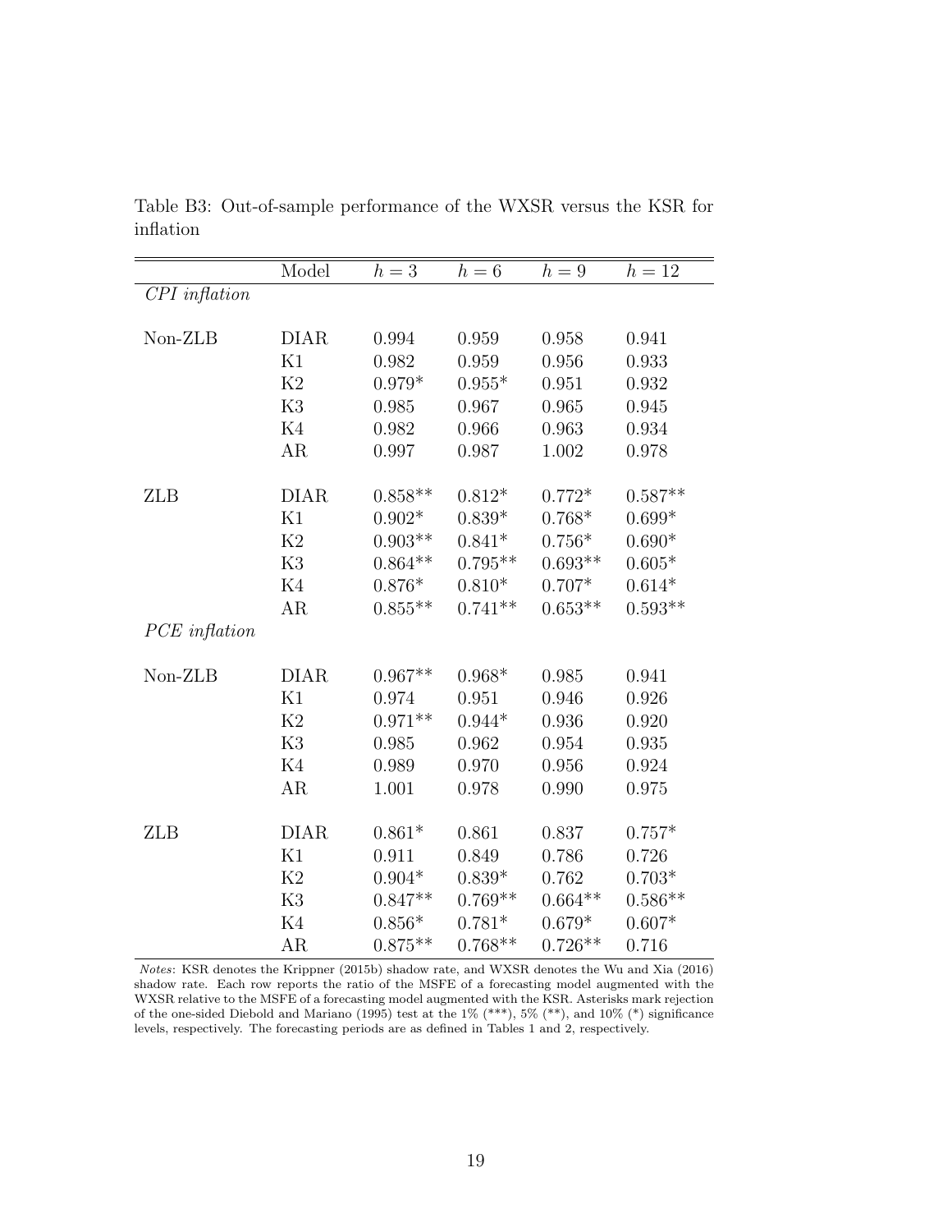Table B3: Out-of-sample performance of the WXSR versus the KSR for inflation

| | Model | $h = 3$ | $h = 6$ | $h = 9$ | $h = 12$ |
|---|---|---|---|---|---|
| *CPI inflation* | | | | | |
| Non-ZLB | DIAR | 0.994 | 0.959 | 0.958 | 0.941 |
| | K1 | 0.982 | 0.959 | 0.956 | 0.933 |
| | K2 | 0.979* | 0.955* | 0.951 | 0.932 |
| | K3 | 0.985 | 0.967 | 0.965 | 0.945 |
| | K4 | 0.982 | 0.966 | 0.963 | 0.934 |
| | AR | 0.997 | 0.987 | 1.002 | 0.978 |
| ZLB | DIAR | 0.858** | 0.812* | 0.772* | 0.587** |
| | K1 | 0.902* | 0.839* | 0.768* | 0.699* |
| | K2 | 0.903** | 0.841* | 0.756* | 0.690* |
| | K3 | 0.864** | 0.795** | 0.693** | 0.605* |
| | K4 | 0.876* | 0.810* | 0.707* | 0.614* |
| | AR | 0.855** | 0.741** | 0.653** | 0.593** |
| *PCE inflation* | | | | | |
| Non-ZLB | DIAR | 0.967** | 0.968* | 0.985 | 0.941 |
| | K1 | 0.974 | 0.951 | 0.946 | 0.926 |
| | K2 | 0.971** | 0.944* | 0.936 | 0.920 |
| | K3 | 0.985 | 0.962 | 0.954 | 0.935 |
| | K4 | 0.989 | 0.970 | 0.956 | 0.924 |
| | AR | 1.001 | 0.978 | 0.990 | 0.975 |
| ZLB | DIAR | 0.861* | 0.861 | 0.837 | 0.757* |
| | K1 | 0.911 | 0.849 | 0.786 | 0.726 |
| | K2 | 0.904* | 0.839* | 0.762 | 0.703* |
| | K3 | 0.847** | 0.769** | 0.664** | 0.586** |
| | K4 | 0.856* | 0.781* | 0.679* | 0.607* |
| | AR | 0.875** | 0.768** | 0.726** | 0.716 |

*Notes*: KSR denotes the Krippner (2015b) shadow rate, and WXSR denotes the Wu and Xia (2016) shadow rate. Each row reports the ratio of the MSFE of a forecasting model augmented with the WXSR relative to the MSFE of a forecasting model augmented with the KSR. Asterisks mark rejection of the one-sided Diebold and Mariano (1995) test at the 1% (***), 5% (**), and 10% (*) significance levels, respectively. The forecasting periods are as defined in Tables 1 and 2, respectively.